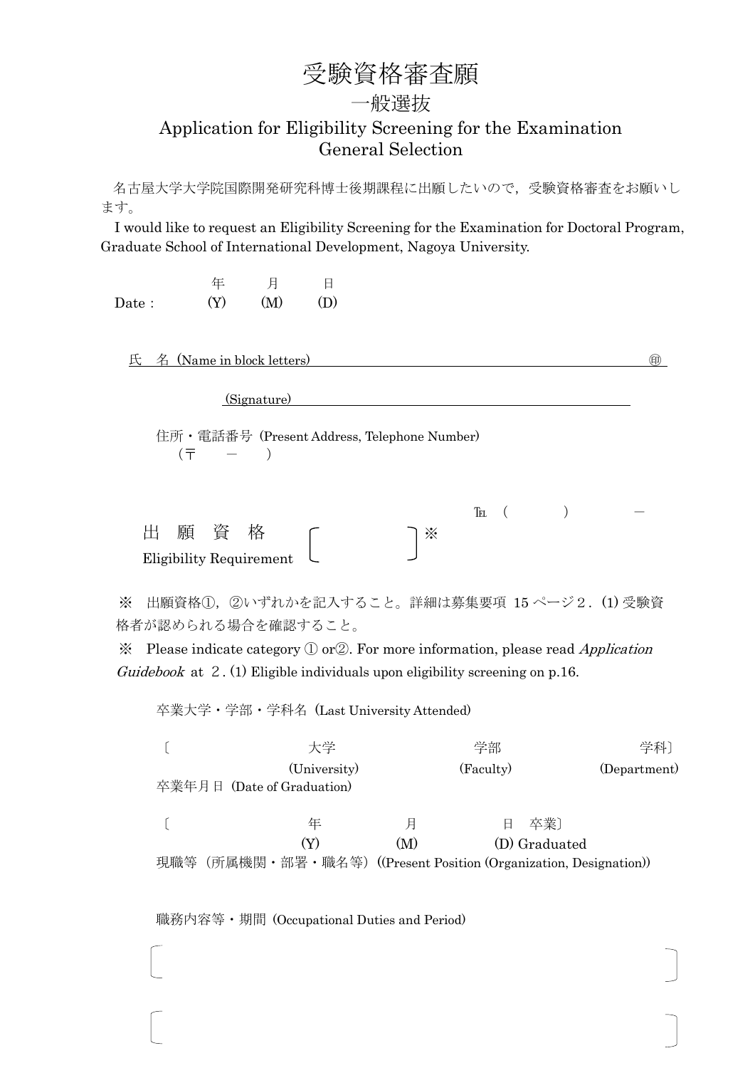# 受験資格審査願

## 一般選抜

## Application for Eligibility Screening for the Examination
## General Selection

名古屋大学大学院国際開発研究科博士後期課程に出願したいので，受験資格審査をお願いします。

I would like to request an Eligibility Screening for the Examination for Doctoral Program, Graduate School of International Development, Nagoya University.

Date：　　　年 (Y)　　月 (M)　　日 (D)

氏　名（Name in block letters）＿＿＿＿＿＿＿＿＿＿＿＿＿＿＿＿＿＿＿＿ ㊞

（Signature）＿＿＿＿＿＿＿＿＿＿＿＿＿＿＿＿＿＿＿＿

住所・電話番号（Present Address, Telephone Number）

（〒　　－　　）

℡（　　　）　　－

出　願　資　格
Eligibility Requirement　〔　　　　　〕※

※　出願資格①，②いずれかを記入すること。詳細は募集要項 15 ページ２．(1) 受験資格者が認められる場合を確認すること。

※　Please indicate category ① or②. For more information, please read *Application Guidebook* at ２. (1) Eligible individuals upon eligibility screening on p.16.

卒業大学・学部・学科名（Last University Attended）

〔　　　　　　　大学 (University)　　　　　　学部 (Faculty)　　　　　　学科〕(Department)

卒業年月日（Date of Graduation）

〔　　　　　　　年 (Y)　　　　月 (M)　　　　日 (D)　卒業〕Graduated

現職等（所属機関・部署・職名等）((Present Position (Organization, Designation))

職務内容等・期間（Occupational Duties and Period）

〔　　　　　　　　　　　　　　　　　　　　　　　　　〕

〔　　　　　　　　　　　　　　　　　　　　　　　　　〕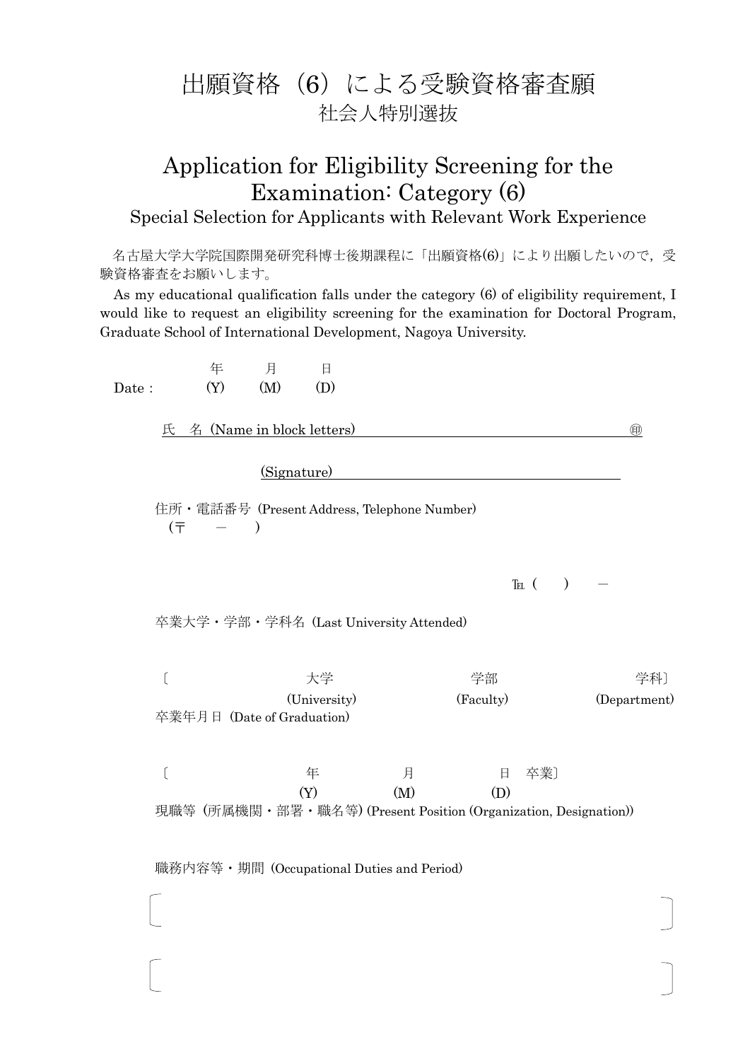# 出願資格（6）による受験資格審査願

## 社会人特別選抜

# Application for Eligibility Screening for the Examination: Category (6)

## Special Selection for Applicants with Relevant Work Experience

名古屋大学大学院国際開発研究科博士後期課程に「出願資格(6)」により出願したいので，受験資格審査をお願いします。

As my educational qualification falls under the category (6) of eligibility requirement, I would like to request an eligibility screening for the examination for Doctoral Program, Graduate School of International Development, Nagoya University.

Date :　　年 (Y)　　月 (M)　　日 (D)

氏　名 (Name in block letters) ＿＿＿＿＿＿＿＿＿＿＿＿＿＿＿＿ ㊞

(Signature) ＿＿＿＿＿＿＿＿＿＿＿＿＿＿＿＿

住所・電話番号 (Present Address, Telephone Number)

(〒　　－　　)

℡ (　　)　　－

卒業大学・学部・学科名 (Last University Attended)

〔　　　　　　大学 (University)　　　　　　学部 (Faculty)　　　　　　学科〕(Department)

卒業年月日 (Date of Graduation)

〔　　　　　　年 (Y)　　　　月 (M)　　　　日 (D)　卒業〕

現職等 (所属機関・部署・職名等) (Present Position (Organization, Designation))

職務内容等・期間 (Occupational Duties and Period)

〔　　　　　　　　　　　　　　　　　　　　　　　　　　〕

〔　　　　　　　　　　　　　　　　　　　　　　　　　　〕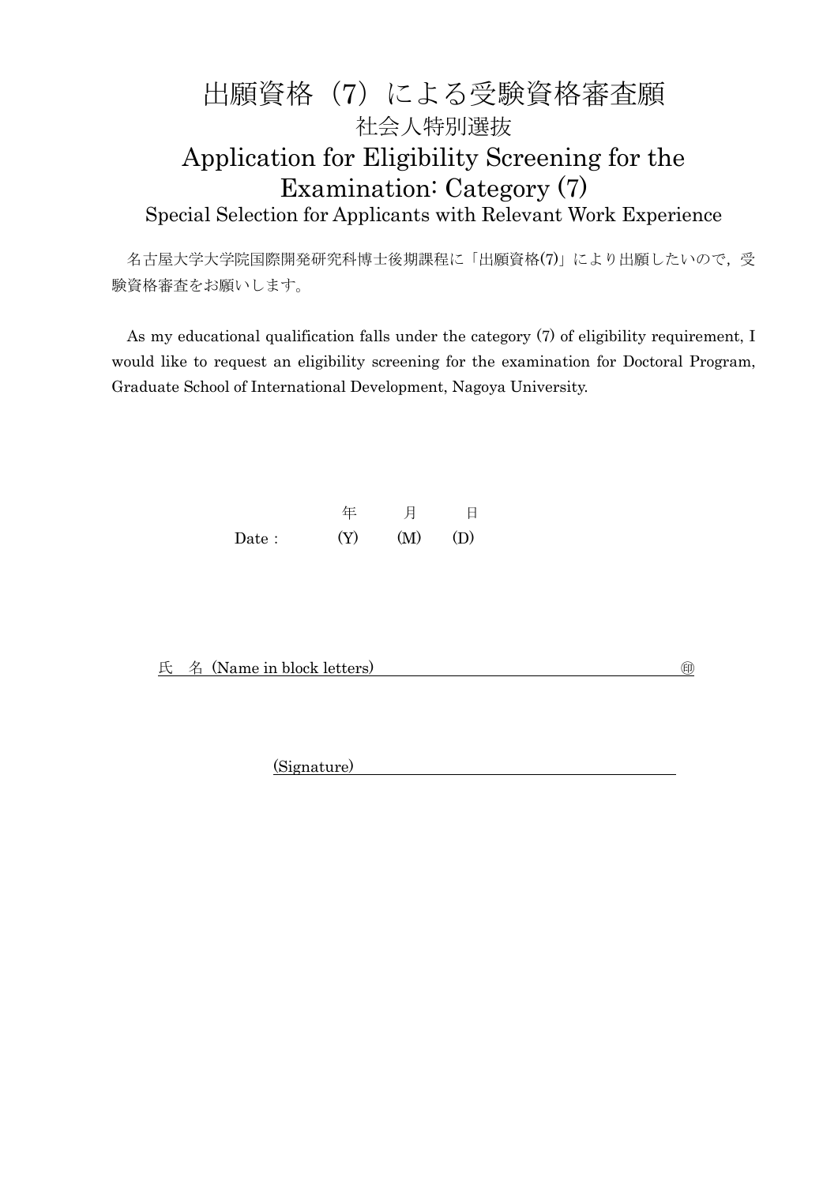# 出願資格（7）による受験資格審査願

## 社会人特別選抜

# Application for Eligibility Screening for the Examination: Category (7)

## Special Selection for Applicants with Relevant Work Experience

名古屋大学大学院国際開発研究科博士後期課程に「出願資格(7)」により出願したいので，受験資格審査をお願いします。

As my educational qualification falls under the category (7) of eligibility requirement, I would like to request an eligibility screening for the examination for Doctoral Program, Graduate School of International Development, Nagoya University.

Date :　　年 (Y)　　月 (M)　　日 (D)

氏　名（Name in block letters）＿＿＿＿＿＿＿＿＿＿＿＿＿＿＿＿＿＿＿＿ ㊞

(Signature)＿＿＿＿＿＿＿＿＿＿＿＿＿＿＿＿＿＿＿＿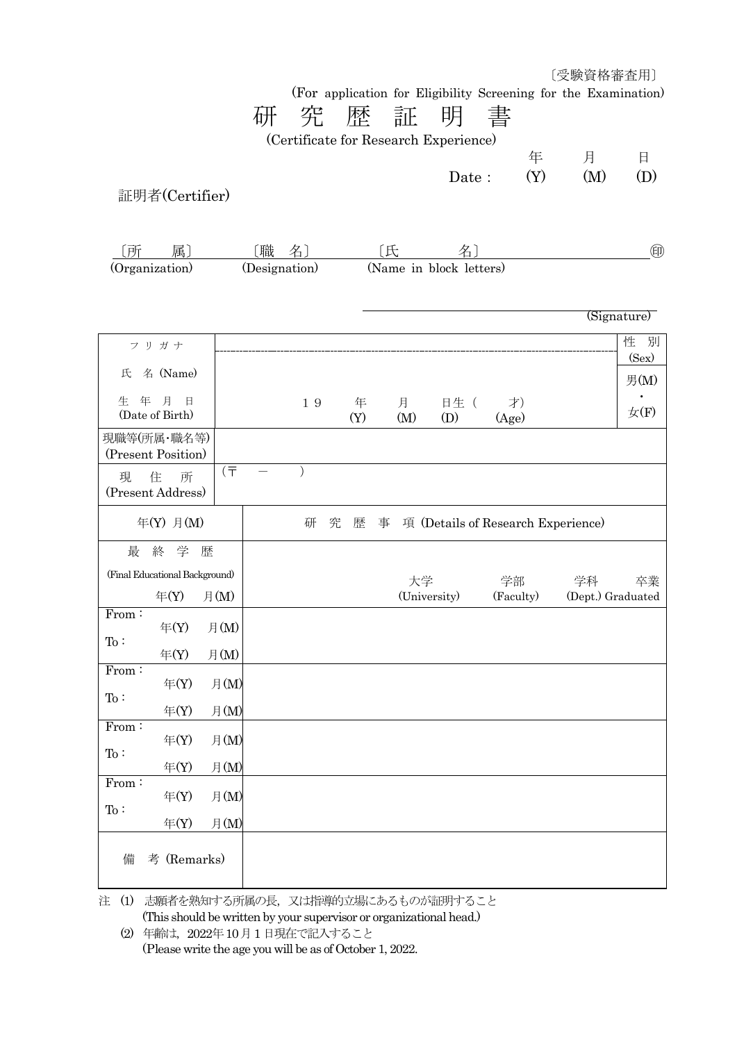〔受験資格審査用〕

(For application for Eligibility Screening for the Examination)

# 研 究 歴 証 明 書

(Certificate for Research Experience)

Date : 年 (Y) 月 (M) 日 (D)

証明者(Certifier)

〔所 属〕 (Organization) 〔職 名〕 (Designation) 〔氏 名〕 (Name in block letters) ㊞

(Signature)

| | | |
|---|---|---|
| フリガナ | | 性 別 (Sex) |
| 氏 名 (Name) | | 男(M) ・ 女(F) |
| 生 年 月 日 (Date of Birth) | 19 年 (Y) 月 (M) 日生 (D) ( 才) (Age) | |
| 現職等(所属・職名等) (Present Position) | | |
| 現 住 所 (Present Address) | (〒 － ) | |

| 年(Y) 月(M) | 研 究 歴 事 項 (Details of Research Experience) |
|---|---|
| 最 終 学 歴 (Final Educational Background) 年(Y) 月(M) | 大学 (University) 学部 (Faculty) 学科 (Dept.) 卒業 Graduated |
| From : 年(Y) 月(M) To : 年(Y) 月(M) | |
| From : 年(Y) 月(M) To : 年(Y) 月(M) | |
| From : 年(Y) 月(M) To : 年(Y) 月(M) | |
| From : 年(Y) 月(M) To : 年(Y) 月(M) | |
| 備 考 (Remarks) | |

注 (1) 志願者を熟知する所属の長，又は指導的立場にあるものが証明すること
(This should be written by your supervisor or organizational head.)

(2) 年齢は，2022年10月1日現在で記入すること
(Please write the age you will be as of October 1, 2022.